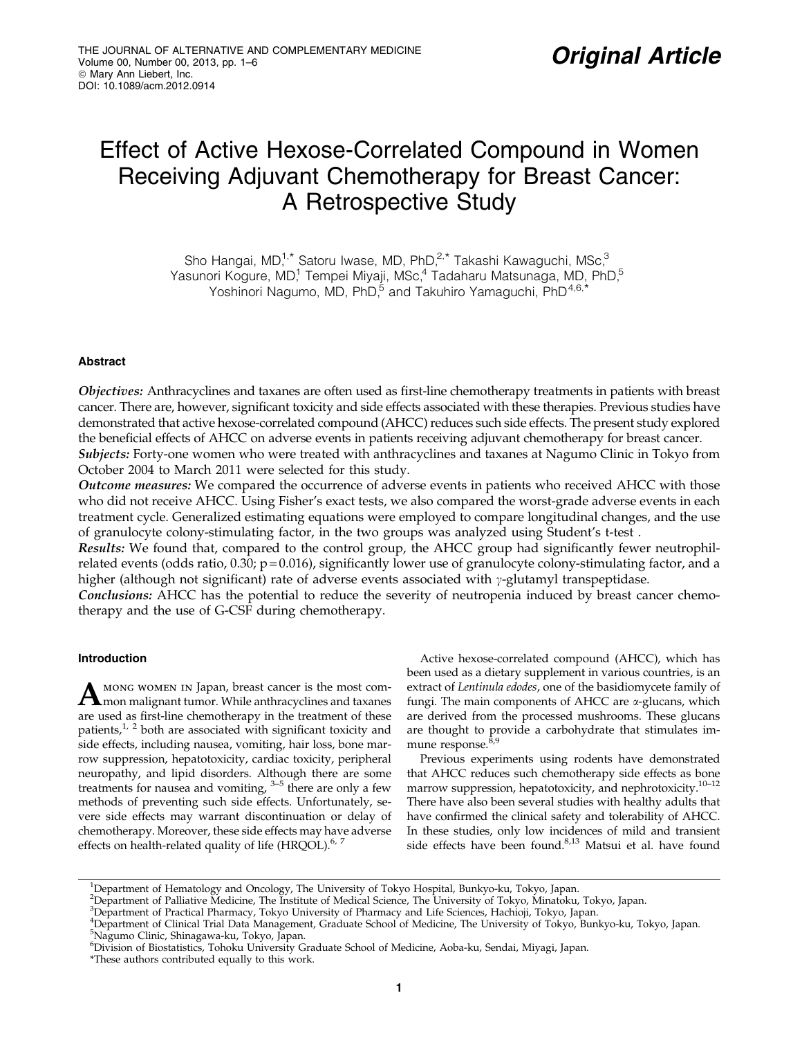Original Article

# Effect of Active Hexose-Correlated Compound in Women Receiving Adjuvant Chemotherapy for Breast Cancer: A Retrospective Study

Sho Hangai, MD,[1,*] Satoru Iwase, MD, PhD,[2,*] Takashi Kawaguchi, MSc,[3] Yasunori Kogure, MD,[1] Tempei Miyaji, MSc,[4] Tadaharu Matsunaga, MD, PhD,[5] Yoshinori Nagumo, MD, PhD,[5] and Takuhiro Yamaguchi, PhD[4,6,*]

## Abstract

*Objectives:* Anthracyclines and taxanes are often used as first-line chemotherapy treatments in patients with breast cancer. There are, however, significant toxicity and side effects associated with these therapies. Previous studies have demonstrated that active hexose-correlated compound (AHCC) reduces such side effects. The present study explored the beneficial effects of AHCC on adverse events in patients receiving adjuvant chemotherapy for breast cancer.

*Subjects:* Forty-one women who were treated with anthracyclines and taxanes at Nagumo Clinic in Tokyo from October 2004 to March 2011 were selected for this study.

*Outcome measures:* We compared the occurrence of adverse events in patients who received AHCC with those who did not receive AHCC. Using Fisher's exact tests, we also compared the worst-grade adverse events in each treatment cycle. Generalized estimating equations were employed to compare longitudinal changes, and the use of granulocyte colony-stimulating factor, in the two groups was analyzed using Student's t-test .

*Results:* We found that, compared to the control group, the AHCC group had significantly fewer neutrophil-related events (odds ratio, 0.30; $p = 0.016$), significantly lower use of granulocyte colony-stimulating factor, and a higher (although not significant) rate of adverse events associated with $\gamma$-glutamyl transpeptidase.

*Conclusions:* AHCC has the potential to reduce the severity of neutropenia induced by breast cancer chemotherapy and the use of G-CSF during chemotherapy.

## Introduction

Among women in Japan, breast cancer is the most common malignant tumor. While anthracyclines and taxanes are used as first-line chemotherapy in the treatment of these patients,[1,2] both are associated with significant toxicity and side effects, including nausea, vomiting, hair loss, bone marrow suppression, hepatotoxicity, cardiac toxicity, peripheral neuropathy, and lipid disorders. Although there are some treatments for nausea and vomiting,[3–5] there are only a few methods of preventing such side effects. Unfortunately, severe side effects may warrant discontinuation or delay of chemotherapy. Moreover, these side effects may have adverse effects on health-related quality of life (HRQOL).[6,7]

Active hexose-correlated compound (AHCC), which has been used as a dietary supplement in various countries, is an extract of *Lentinula edodes*, one of the basidiomycete family of fungi. The main components of AHCC are $\alpha$-glucans, which are derived from the processed mushrooms. These glucans are thought to provide a carbohydrate that stimulates immune response.[8,9]

Previous experiments using rodents have demonstrated that AHCC reduces such chemotherapy side effects as bone marrow suppression, hepatotoxicity, and nephrotoxicity.[10–12] There have also been several studies with healthy adults that have confirmed the clinical safety and tolerability of AHCC. In these studies, only low incidences of mild and transient side effects have been found.[8,13] Matsui et al. have found

---

[1]Department of Hematology and Oncology, The University of Tokyo Hospital, Bunkyo-ku, Tokyo, Japan.
[2]Department of Palliative Medicine, The Institute of Medical Science, The University of Tokyo, Minatoku, Tokyo, Japan.
[3]Department of Practical Pharmacy, Tokyo University of Pharmacy and Life Sciences, Hachioji, Tokyo, Japan.
[4]Department of Clinical Trial Data Management, Graduate School of Medicine, The University of Tokyo, Bunkyo-ku, Tokyo, Japan.
[5]Nagumo Clinic, Shinagawa-ku, Tokyo, Japan.
[6]Division of Biostatistics, Tohoku University Graduate School of Medicine, Aoba-ku, Sendai, Miyagi, Japan.
*These authors contributed equally to this work.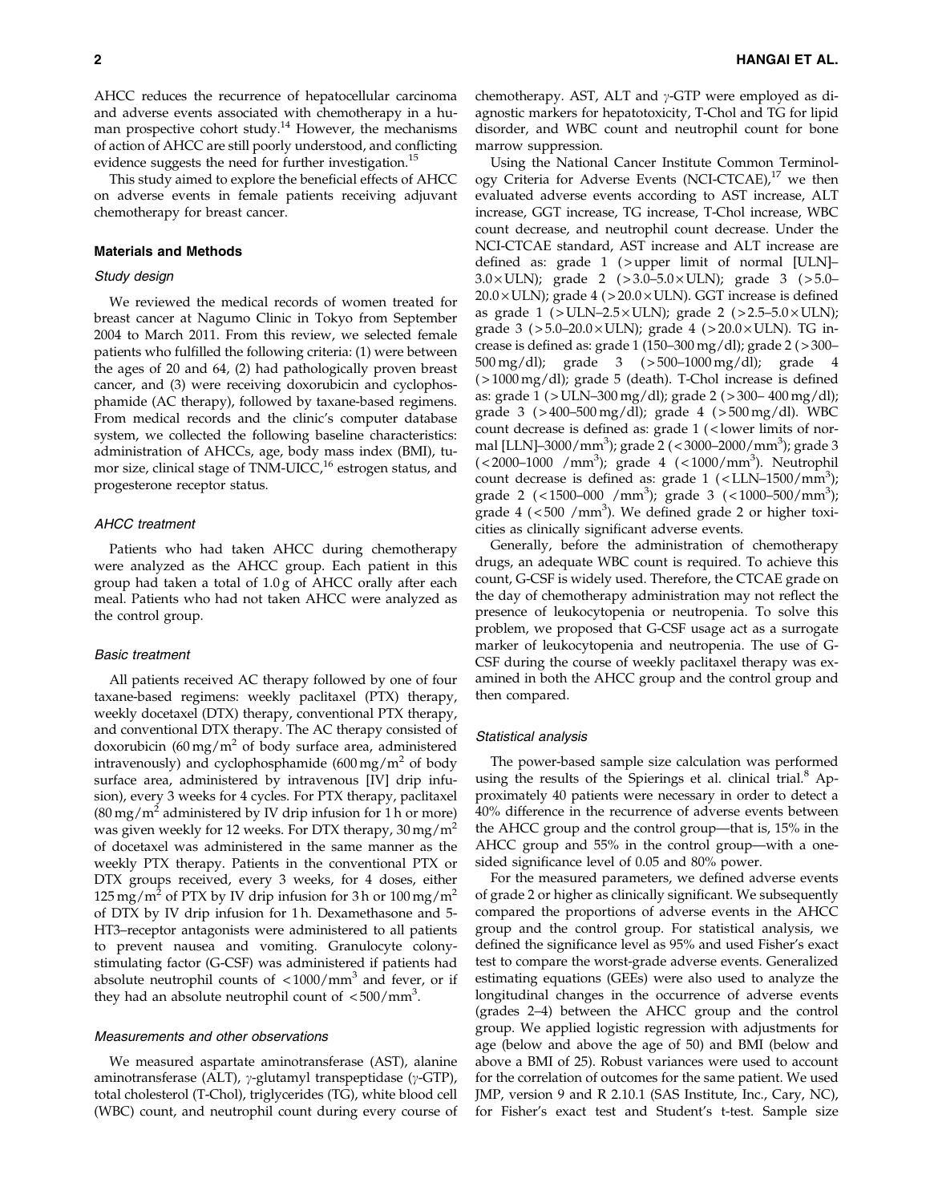AHCC reduces the recurrence of hepatocellular carcinoma and adverse events associated with chemotherapy in a human prospective cohort study.[14] However, the mechanisms of action of AHCC are still poorly understood, and conflicting evidence suggests the need for further investigation.[15]

This study aimed to explore the beneficial effects of AHCC on adverse events in female patients receiving adjuvant chemotherapy for breast cancer.

## Materials and Methods

### Study design

We reviewed the medical records of women treated for breast cancer at Nagumo Clinic in Tokyo from September 2004 to March 2011. From this review, we selected female patients who fulfilled the following criteria: (1) were between the ages of 20 and 64, (2) had pathologically proven breast cancer, and (3) were receiving doxorubicin and cyclophosphamide (AC therapy), followed by taxane-based regimens. From medical records and the clinic's computer database system, we collected the following baseline characteristics: administration of AHCCs, age, body mass index (BMI), tumor size, clinical stage of TNM-UICC,[16] estrogen status, and progesterone receptor status.

### AHCC treatment

Patients who had taken AHCC during chemotherapy were analyzed as the AHCC group. Each patient in this group had taken a total of 1.0 g of AHCC orally after each meal. Patients who had not taken AHCC were analyzed as the control group.

### Basic treatment

All patients received AC therapy followed by one of four taxane-based regimens: weekly paclitaxel (PTX) therapy, weekly docetaxel (DTX) therapy, conventional PTX therapy, and conventional DTX therapy. The AC therapy consisted of doxorubicin (60 mg/$m^2$ of body surface area, administered intravenously) and cyclophosphamide (600 mg/$m^2$ of body surface area, administered by intravenous [IV] drip infusion), every 3 weeks for 4 cycles. For PTX therapy, paclitaxel (80 mg/$m^2$ administered by IV drip infusion for 1 h or more) was given weekly for 12 weeks. For DTX therapy, 30 mg/$m^2$ of docetaxel was administered in the same manner as the weekly PTX therapy. Patients in the conventional PTX or DTX groups received, every 3 weeks, for 4 doses, either 125 mg/$m^2$ of PTX by IV drip infusion for 3 h or 100 mg/$m^2$ of DTX by IV drip infusion for 1 h. Dexamethasone and 5-HT3–receptor antagonists were administered to all patients to prevent nausea and vomiting. Granulocyte colony-stimulating factor (G-CSF) was administered if patients had absolute neutrophil counts of <1000/$mm^3$ and fever, or if they had an absolute neutrophil count of <500/$mm^3$.

### Measurements and other observations

We measured aspartate aminotransferase (AST), alanine aminotransferase (ALT), $\gamma$-glutamyl transpeptidase ($\gamma$-GTP), total cholesterol (T-Chol), triglycerides (TG), white blood cell (WBC) count, and neutrophil count during every course of chemotherapy. AST, ALT and $\gamma$-GTP were employed as diagnostic markers for hepatotoxicity, T-Chol and TG for lipid disorder, and WBC count and neutrophil count for bone marrow suppression.

Using the National Cancer Institute Common Terminology Criteria for Adverse Events (NCI-CTCAE),[17] we then evaluated adverse events according to AST increase, ALT increase, GGT increase, TG increase, T-Chol increase, WBC count decrease, and neutrophil count decrease. Under the NCI-CTCAE standard, AST increase and ALT increase are defined as: grade 1 (>upper limit of normal [ULN]–3.0×ULN); grade 2 (>3.0–5.0×ULN); grade 3 (>5.0–20.0×ULN); grade 4 (>20.0×ULN). GGT increase is defined as grade 1 (>ULN–2.5×ULN); grade 2 (>2.5–5.0×ULN); grade 3 (>5.0–20.0×ULN); grade 4 (>20.0×ULN). TG increase is defined as: grade 1 (150–300 mg/dl); grade 2 (>300–500 mg/dl); grade 3 (>500–1000 mg/dl); grade 4 (>1000 mg/dl); grade 5 (death). T-Chol increase is defined as: grade 1 (>ULN–300 mg/dl); grade 2 (>300– 400 mg/dl); grade 3 (>400–500 mg/dl); grade 4 (>500 mg/dl). WBC count decrease is defined as: grade 1 (<lower limits of normal [LLN]–3000/$mm^3$); grade 2 (<3000–2000/$mm^3$); grade 3 (<2000–1000 /$mm^3$); grade 4 (<1000/$mm^3$). Neutrophil count decrease is defined as: grade 1 (<LLN–1500/$mm^3$); grade 2 (<1500–000 /$mm^3$); grade 3 (<1000–500/$mm^3$); grade 4 (<500 /$mm^3$). We defined grade 2 or higher toxicities as clinically significant adverse events.

Generally, before the administration of chemotherapy drugs, an adequate WBC count is required. To achieve this count, G-CSF is widely used. Therefore, the CTCAE grade on the day of chemotherapy administration may not reflect the presence of leukocytopenia or neutropenia. To solve this problem, we proposed that G-CSF usage act as a surrogate marker of leukocytopenia and neutropenia. The use of G-CSF during the course of weekly paclitaxel therapy was examined in both the AHCC group and the control group and then compared.

### Statistical analysis

The power-based sample size calculation was performed using the results of the Spierings et al. clinical trial.[8] Approximately 40 patients were necessary in order to detect a 40% difference in the recurrence of adverse events between the AHCC group and the control group—that is, 15% in the AHCC group and 55% in the control group—with a one-sided significance level of 0.05 and 80% power.

For the measured parameters, we defined adverse events of grade 2 or higher as clinically significant. We subsequently compared the proportions of adverse events in the AHCC group and the control group. For statistical analysis, we defined the significance level as 95% and used Fisher's exact test to compare the worst-grade adverse events. Generalized estimating equations (GEEs) were also used to analyze the longitudinal changes in the occurrence of adverse events (grades 2–4) between the AHCC group and the control group. We applied logistic regression with adjustments for age (below and above the age of 50) and BMI (below and above a BMI of 25). Robust variances were used to account for the correlation of outcomes for the same patient. We used JMP, version 9 and R 2.10.1 (SAS Institute, Inc., Cary, NC), for Fisher's exact test and Student's t-test. Sample size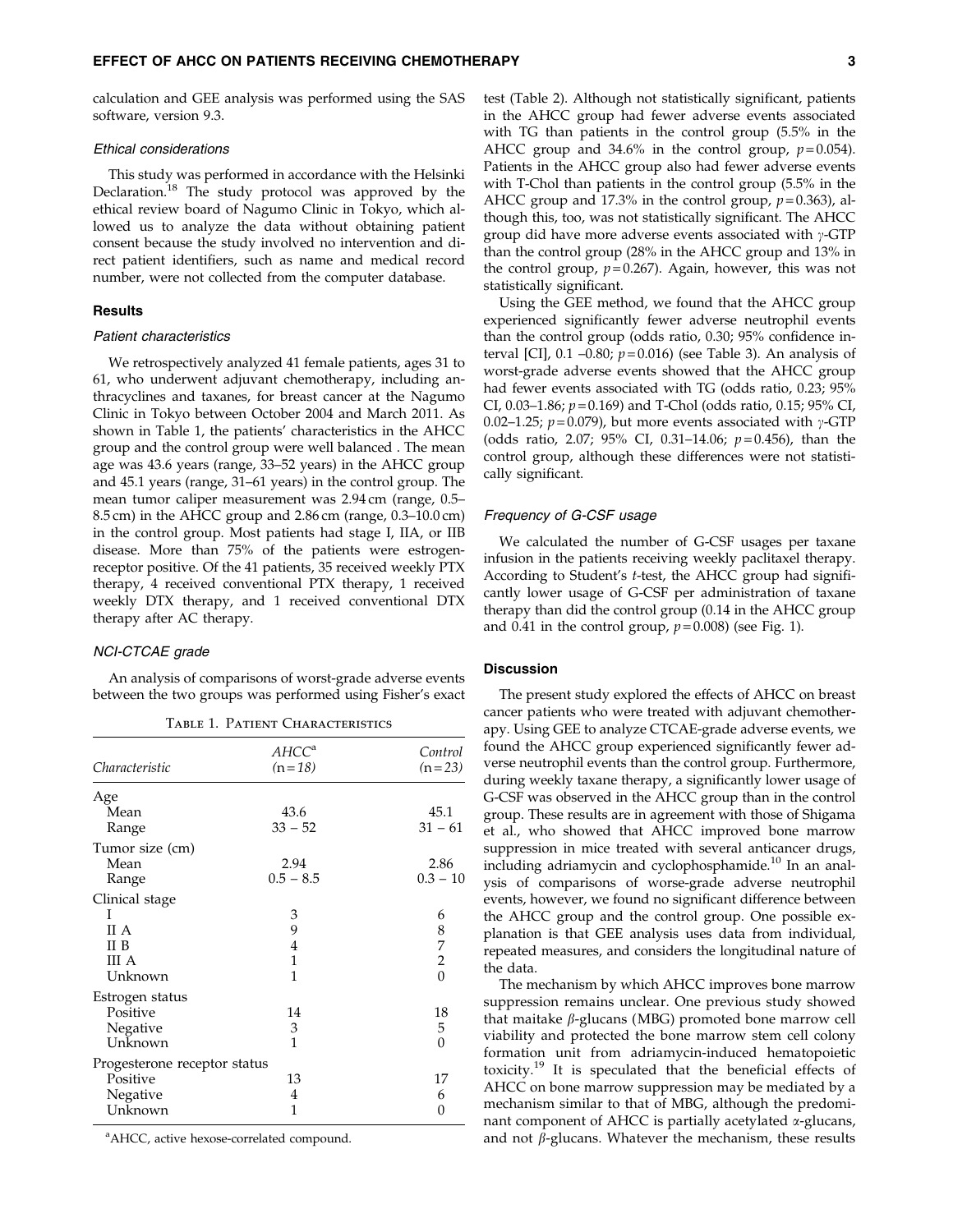calculation and GEE analysis was performed using the SAS software, version 9.3.

### Ethical considerations

This study was performed in accordance with the Helsinki Declaration.[18] The study protocol was approved by the ethical review board of Nagumo Clinic in Tokyo, which allowed us to analyze the data without obtaining patient consent because the study involved no intervention and direct patient identifiers, such as name and medical record number, were not collected from the computer database.

## Results

### Patient characteristics

We retrospectively analyzed 41 female patients, ages 31 to 61, who underwent adjuvant chemotherapy, including anthracyclines and taxanes, for breast cancer at the Nagumo Clinic in Tokyo between October 2004 and March 2011. As shown in Table 1, the patients' characteristics in the AHCC group and the control group were well balanced . The mean age was 43.6 years (range, 33–52 years) in the AHCC group and 45.1 years (range, 31–61 years) in the control group. The mean tumor caliper measurement was 2.94 cm (range, 0.5–8.5 cm) in the AHCC group and 2.86 cm (range, 0.3–10.0 cm) in the control group. Most patients had stage I, IIA, or IIB disease. More than 75% of the patients were estrogen-receptor positive. Of the 41 patients, 35 received weekly PTX therapy, 4 received conventional PTX therapy, 1 received weekly DTX therapy, and 1 received conventional DTX therapy after AC therapy.

### NCI-CTCAE grade

An analysis of comparisons of worst-grade adverse events between the two groups was performed using Fisher's exact test (Table 2). Although not statistically significant, patients in the AHCC group had fewer adverse events associated with TG than patients in the control group (5.5% in the AHCC group and 34.6% in the control group, $p = 0.054$). Patients in the AHCC group also had fewer adverse events with T-Chol than patients in the control group (5.5% in the AHCC group and 17.3% in the control group, $p = 0.363$), although this, too, was not statistically significant. The AHCC group did have more adverse events associated with $\gamma$-GTP than the control group (28% in the AHCC group and 13% in the control group, $p = 0.267$). Again, however, this was not statistically significant.

Using the GEE method, we found that the AHCC group experienced significantly fewer adverse neutrophil events than the control group (odds ratio, 0.30; 95% confidence interval [CI], 0.1 –0.80; $p = 0.016$) (see Table 3). An analysis of worst-grade adverse events showed that the AHCC group had fewer events associated with TG (odds ratio, 0.23; 95% CI, 0.03–1.86; $p = 0.169$) and T-Chol (odds ratio, 0.15; 95% CI, 0.02–1.25; $p = 0.079$), but more events associated with $\gamma$-GTP (odds ratio, 2.07; 95% CI, 0.31–14.06; $p = 0.456$), than the control group, although these differences were not statistically significant.

Table 1. Patient Characteristics

| Characteristic | AHCC[a] (n=18) | Control (n=23) |
|---|---|---|
| Age | | |
| Mean | 43.6 | 45.1 |
| Range | 33 – 52 | 31 – 61 |
| Tumor size (cm) | | |
| Mean | 2.94 | 2.86 |
| Range | 0.5 – 8.5 | 0.3 – 10 |
| Clinical stage | | |
| I | 3 | 6 |
| II A | 9 | 8 |
| II B | 4 | 7 |
| III A | 1 | 2 |
| Unknown | 1 | 0 |
| Estrogen status | | |
| Positive | 14 | 18 |
| Negative | 3 | 5 |
| Unknown | 1 | 0 |
| Progesterone receptor status | | |
| Positive | 13 | 17 |
| Negative | 4 | 6 |
| Unknown | 1 | 0 |

[a]AHCC, active hexose-correlated compound.

### Frequency of G-CSF usage

We calculated the number of G-CSF usages per taxane infusion in the patients receiving weekly paclitaxel therapy. According to Student's *t*-test, the AHCC group had significantly lower usage of G-CSF per administration of taxane therapy than did the control group (0.14 in the AHCC group and 0.41 in the control group, $p = 0.008$) (see Fig. 1).

## Discussion

The present study explored the effects of AHCC on breast cancer patients who were treated with adjuvant chemotherapy. Using GEE to analyze CTCAE-grade adverse events, we found the AHCC group experienced significantly fewer adverse neutrophil events than the control group. Furthermore, during weekly taxane therapy, a significantly lower usage of G-CSF was observed in the AHCC group than in the control group. These results are in agreement with those of Shigama et al., who showed that AHCC improved bone marrow suppression in mice treated with several anticancer drugs, including adriamycin and cyclophosphamide.[10] In an analysis of comparisons of worse-grade adverse neutrophil events, however, we found no significant difference between the AHCC group and the control group. One possible explanation is that GEE analysis uses data from individual, repeated measures, and considers the longitudinal nature of the data.

The mechanism by which AHCC improves bone marrow suppression remains unclear. One previous study showed that maitake $\beta$-glucans (MBG) promoted bone marrow cell viability and protected the bone marrow stem cell colony formation unit from adriamycin-induced hematopoietic toxicity.[19] It is speculated that the beneficial effects of AHCC on bone marrow suppression may be mediated by a mechanism similar to that of MBG, although the predominant component of AHCC is partially acetylated $\alpha$-glucans, and not $\beta$-glucans. Whatever the mechanism, these results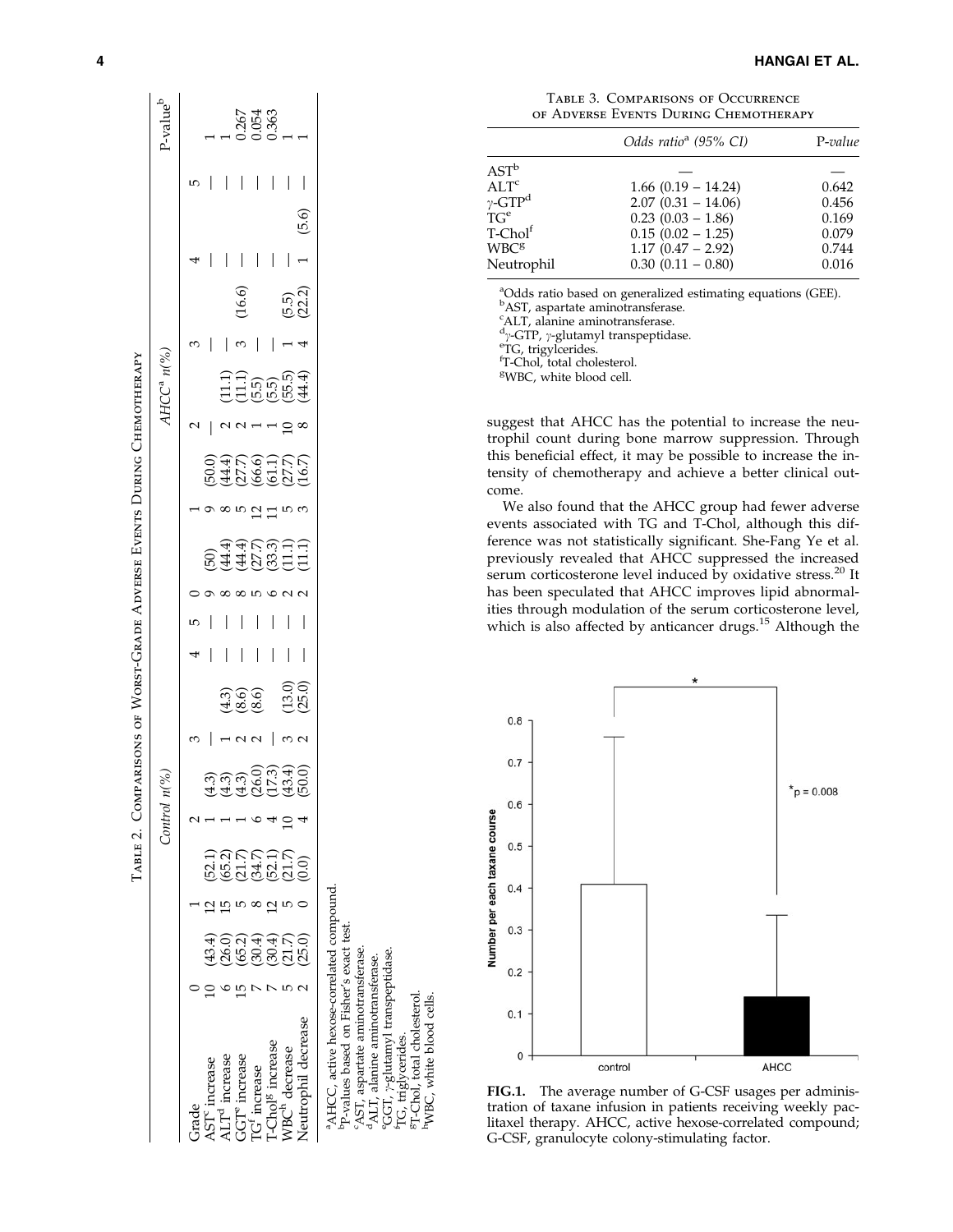**Table 2. Comparisons of Worst-Grade Adverse Events During Chemotherapy**

| | Control n(%) | | | | | | AHCC[a] n(%) | | | | | | P-value[b] |
|---|---|---|---|---|---|---|---|---|---|---|---|---|---|
| Grade | 0 | 1 | 2 | 3 | 4 | 5 | 0 | 1 | 2 | 3 | 4 | 5 | |
| AST[c] increase | 10 (43.4) | 12 (52.1) | 1 (4.3) | — | — | — | 9 (50) | 9 (50.0) | — | — | — | — | 1 |
| ALT[d] increase | 6 (26.0) | 15 (65.2) | 1 (4.3) | 1 (4.3) | — | — | 8 (44.4) | 8 (44.4) | 2 (11.1) | — | — | — | 1 |
| GGT[e] increase | 15 (65.2) | 5 (21.7) | 1 (4.3) | 2 (8.6) | — | — | 8 (44.4) | 5 (27.7) | 2 (11.1) | 3 (16.6) | — | — | 0.267 |
| TG[f] increase | 7 (30.4) | 8 (34.7) | 6 (26.0) | 2 (8.6) | — | — | 5 (27.7) | 12 (66.6) | 1 (5.5) | — | — | — | 0.054 |
| T-Chol[g] increase | 7 (30.4) | 12 (52.1) | 4 (17.3) | — | — | — | 6 (33.3) | 11 (61.1) | 1 (5.5) | — | — | — | 0.363 |
| WBC[h] decrease | 5 (21.7) | 5 (21.7) | 10 (43.4) | 3 (13.0) | — | — | 2 (11.1) | 5 (27.7) | 10 (55.5) | 1 (5.5) | — | — | 1 |
| Neutrophil decrease | 2 (25.0) | 0 (0.0) | 4 (50.0) | 2 (25.0) | — | — | 2 (11.1) | 3 (16.7) | 8 (44.4) | 4 (22.2) | 1 (5.6) | — | 1 |

[a]AHCC, active hexose-correlated compound.
[b]P-values based on Fisher's exact test.
[c]AST, aspartate aminotransferase.
[d]ALT, alanine aminotransferase.
[e]GGT, γ-glutamyl transpeptidase.
[f]TG, triglycerides.
[g]T-Chol, total cholesterol.
[h]WBC, white blood cells.

**Table 3. Comparisons of Occurrence of Adverse Events During Chemotherapy**

| | *Odds ratio[a] (95% CI)* | P-*value* |
|---|---|---|
| AST[b] | — | — |
| ALT[c] | 1.66 (0.19 – 14.24) | 0.642 |
| γ-GTP[d] | 2.07 (0.31 – 14.06) | 0.456 |
| TG[e] | 0.23 (0.03 – 1.86) | 0.169 |
| T-Chol[f] | 0.15 (0.02 – 1.25) | 0.079 |
| WBC[g] | 1.17 (0.47 – 2.92) | 0.744 |
| Neutrophil | 0.30 (0.11 – 0.80) | 0.016 |

[a]Odds ratio based on generalized estimating equations (GEE).
[b]AST, aspartate aminotransferase.
[c]ALT, alanine aminotransferase.
[d]γ-GTP, γ-glutamyl transpeptidase.
[e]TG, trigylcerides.
[f]T-Chol, total cholesterol.
[g]WBC, white blood cell.

suggest that AHCC has the potential to increase the neutrophil count during bone marrow suppression. Through this beneficial effect, it may be possible to increase the intensity of chemotherapy and achieve a better clinical outcome.

We also found that the AHCC group had fewer adverse events associated with TG and T-Chol, although this difference was not statistically significant. She-Fang Ye et al. previously revealed that AHCC suppressed the increased serum corticosterone level induced by oxidative stress.[20] It has been speculated that AHCC improves lipid abnormalities through modulation of the serum corticosterone level, which is also affected by anticancer drugs.[15] Although the

**FIG. 1.** The average number of G-CSF usages per administration of taxane infusion in patients receiving weekly paclitaxel therapy. AHCC, active hexose-correlated compound; G-CSF, granulocyte colony-stimulating factor.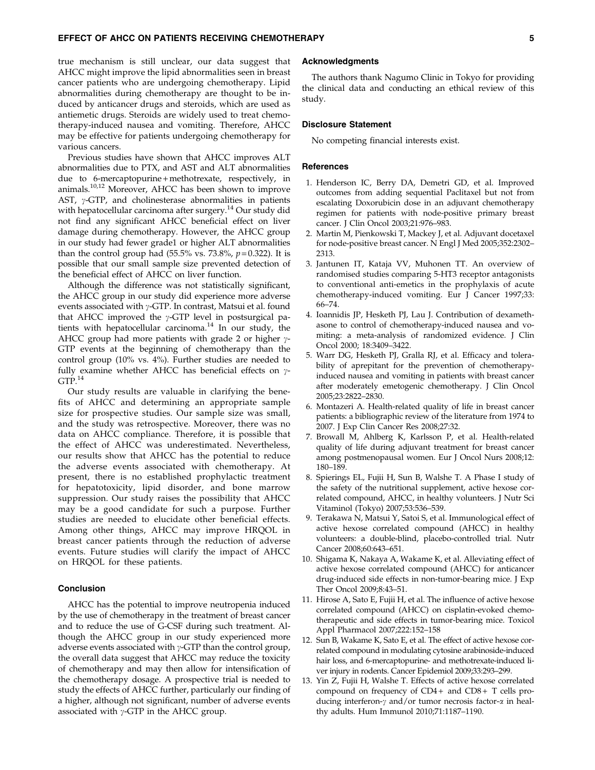true mechanism is still unclear, our data suggest that AHCC might improve the lipid abnormalities seen in breast cancer patients who are undergoing chemotherapy. Lipid abnormalities during chemotherapy are thought to be induced by anticancer drugs and steroids, which are used as antiemetic drugs. Steroids are widely used to treat chemotherapy-induced nausea and vomiting. Therefore, AHCC may be effective for patients undergoing chemotherapy for various cancers.

Previous studies have shown that AHCC improves ALT abnormalities due to PTX, and AST and ALT abnormalities due to 6-mercaptopurine + methotrexate, respectively, in animals.[10,12] Moreover, AHCC has been shown to improve AST, $\gamma$-GTP, and cholinesterase abnormalities in patients with hepatocellular carcinoma after surgery.[14] Our study did not find any significant AHCC beneficial effect on liver damage during chemotherapy. However, the AHCC group in our study had fewer grade1 or higher ALT abnormalities than the control group had (55.5% vs. 73.8%, $p = 0.322$). It is possible that our small sample size prevented detection of the beneficial effect of AHCC on liver function.

Although the difference was not statistically significant, the AHCC group in our study did experience more adverse events associated with $\gamma$-GTP. In contrast, Matsui et al. found that AHCC improved the $\gamma$-GTP level in postsurgical patients with hepatocellular carcinoma.[14] In our study, the AHCC group had more patients with grade 2 or higher $\gamma$-GTP events at the beginning of chemotherapy than the control group (10% vs. 4%). Further studies are needed to fully examine whether AHCC has beneficial effects on $\gamma$-GTP.[14]

Our study results are valuable in clarifying the benefits of AHCC and determining an appropriate sample size for prospective studies. Our sample size was small, and the study was retrospective. Moreover, there was no data on AHCC compliance. Therefore, it is possible that the effect of AHCC was underestimated. Nevertheless, our results show that AHCC has the potential to reduce the adverse events associated with chemotherapy. At present, there is no established prophylactic treatment for hepatotoxicity, lipid disorder, and bone marrow suppression. Our study raises the possibility that AHCC may be a good candidate for such a purpose. Further studies are needed to elucidate other beneficial effects. Among other things, AHCC may improve HRQOL in breast cancer patients through the reduction of adverse events. Future studies will clarify the impact of AHCC on HRQOL for these patients.

## Conclusion

AHCC has the potential to improve neutropenia induced by the use of chemotherapy in the treatment of breast cancer and to reduce the use of G-CSF during such treatment. Although the AHCC group in our study experienced more adverse events associated with $\gamma$-GTP than the control group, the overall data suggest that AHCC may reduce the toxicity of chemotherapy and may then allow for intensification of the chemotherapy dosage. A prospective trial is needed to study the effects of AHCC further, particularly our finding of a higher, although not significant, number of adverse events associated with $\gamma$-GTP in the AHCC group.

## Acknowledgments

The authors thank Nagumo Clinic in Tokyo for providing the clinical data and conducting an ethical review of this study.

## Disclosure Statement

No competing financial interests exist.

## References

1. Henderson IC, Berry DA, Demetri GD, et al. Improved outcomes from adding sequential Paclitaxel but not from escalating Doxorubicin dose in an adjuvant chemotherapy regimen for patients with node-positive primary breast cancer. J Clin Oncol 2003;21:976–983.
2. Martin M, Pienkowski T, Mackey J, et al. Adjuvant docetaxel for node-positive breast cancer. N Engl J Med 2005;352:2302–2313.
3. Jantunen IT, Kataja VV, Muhonen TT. An overview of randomised studies comparing 5-HT3 receptor antagonists to conventional anti-emetics in the prophylaxis of acute chemotherapy-induced vomiting. Eur J Cancer 1997;33: 66–74.
4. Ioannidis JP, Hesketh PJ, Lau J. Contribution of dexamethasone to control of chemotherapy-induced nausea and vomiting: a meta-analysis of randomized evidence. J Clin Oncol 2000; 18:3409–3422.
5. Warr DG, Hesketh PJ, Gralla RJ, et al. Efficacy and tolerability of aprepitant for the prevention of chemotherapy-induced nausea and vomiting in patients with breast cancer after moderately emetogenic chemotherapy. J Clin Oncol 2005;23:2822–2830.
6. Montazeri A. Health-related quality of life in breast cancer patients: a bibliographic review of the literature from 1974 to 2007. J Exp Clin Cancer Res 2008;27:32.
7. Browall M, Ahlberg K, Karlsson P, et al. Health-related quality of life during adjuvant treatment for breast cancer among postmenopausal women. Eur J Oncol Nurs 2008;12: 180–189.
8. Spierings EL, Fujii H, Sun B, Walshe T. A Phase I study of the safety of the nutritional supplement, active hexose correlated compound, AHCC, in healthy volunteers. J Nutr Sci Vitaminol (Tokyo) 2007;53:536–539.
9. Terakawa N, Matsui Y, Satoi S, et al. Immunological effect of active hexose correlated compound (AHCC) in healthy volunteers: a double-blind, placebo-controlled trial. Nutr Cancer 2008;60:643–651.
10. Shigama K, Nakaya A, Wakame K, et al. Alleviating effect of active hexose correlated compound (AHCC) for anticancer drug-induced side effects in non-tumor-bearing mice. J Exp Ther Oncol 2009;8:43–51.
11. Hirose A, Sato E, Fujii H, et al. The influence of active hexose correlated compound (AHCC) on cisplatin-evoked chemotherapeutic and side effects in tumor-bearing mice. Toxicol Appl Pharmacol 2007;222:152–158
12. Sun B, Wakame K, Sato E, et al. The effect of active hexose correlated compound in modulating cytosine arabinoside-induced hair loss, and 6-mercaptopurine- and methotrexate-induced liver injury in rodents. Cancer Epidemiol 2009;33:293–299.
13. Yin Z, Fujii H, Walshe T. Effects of active hexose correlated compound on frequency of CD4+ and CD8+ T cells producing interferon-$\gamma$ and/or tumor necrosis factor-$\alpha$ in healthy adults. Hum Immunol 2010;71:1187–1190.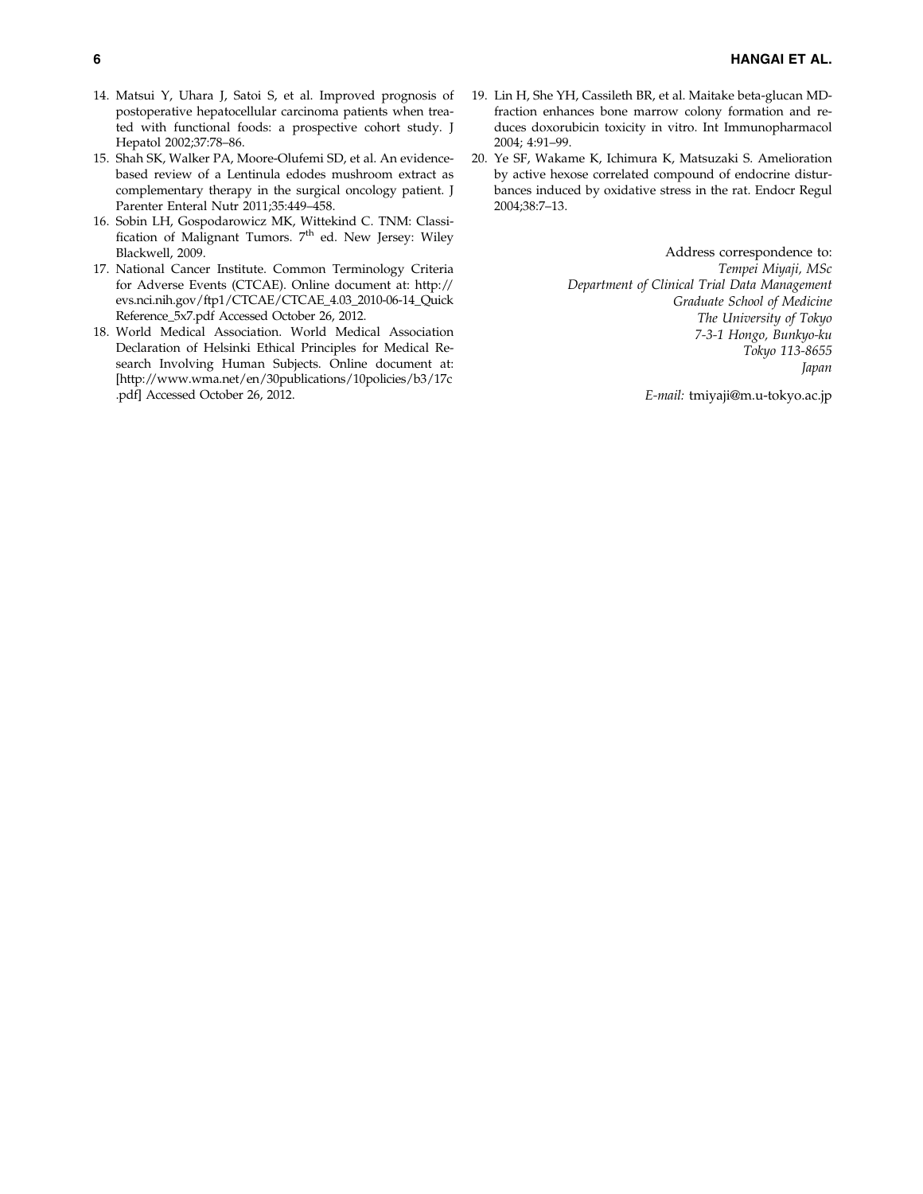14. Matsui Y, Uhara J, Satoi S, et al. Improved prognosis of postoperative hepatocellular carcinoma patients when treated with functional foods: a prospective cohort study. J Hepatol 2002;37:78–86.
15. Shah SK, Walker PA, Moore-Olufemi SD, et al. An evidence-based review of a Lentinula edodes mushroom extract as complementary therapy in the surgical oncology patient. J Parenter Enteral Nutr 2011;35:449–458.
16. Sobin LH, Gospodarowicz MK, Wittekind C. TNM: Classification of Malignant Tumors. 7th ed. New Jersey: Wiley Blackwell, 2009.
17. National Cancer Institute. Common Terminology Criteria for Adverse Events (CTCAE). Online document at: http://evs.nci.nih.gov/ftp1/CTCAE/CTCAE_4.03_2010-06-14_QuickReference_5x7.pdf Accessed October 26, 2012.
18. World Medical Association. World Medical Association Declaration of Helsinki Ethical Principles for Medical Research Involving Human Subjects. Online document at: [http://www.wma.net/en/30publications/10policies/b3/17c.pdf] Accessed October 26, 2012.
19. Lin H, She YH, Cassileth BR, et al. Maitake beta-glucan MD-fraction enhances bone marrow colony formation and reduces doxorubicin toxicity in vitro. Int Immunopharmacol 2004; 4:91–99.
20. Ye SF, Wakame K, Ichimura K, Matsuzaki S. Amelioration by active hexose correlated compound of endocrine disturbances induced by oxidative stress in the rat. Endocr Regul 2004;38:7–13.

Address correspondence to:
*Tempei Miyaji, MSc*
*Department of Clinical Trial Data Management*
*Graduate School of Medicine*
*The University of Tokyo*
*7-3-1 Hongo, Bunkyo-ku*
*Tokyo 113-8655*
*Japan*

*E-mail:* tmiyaji@m.u-tokyo.ac.jp